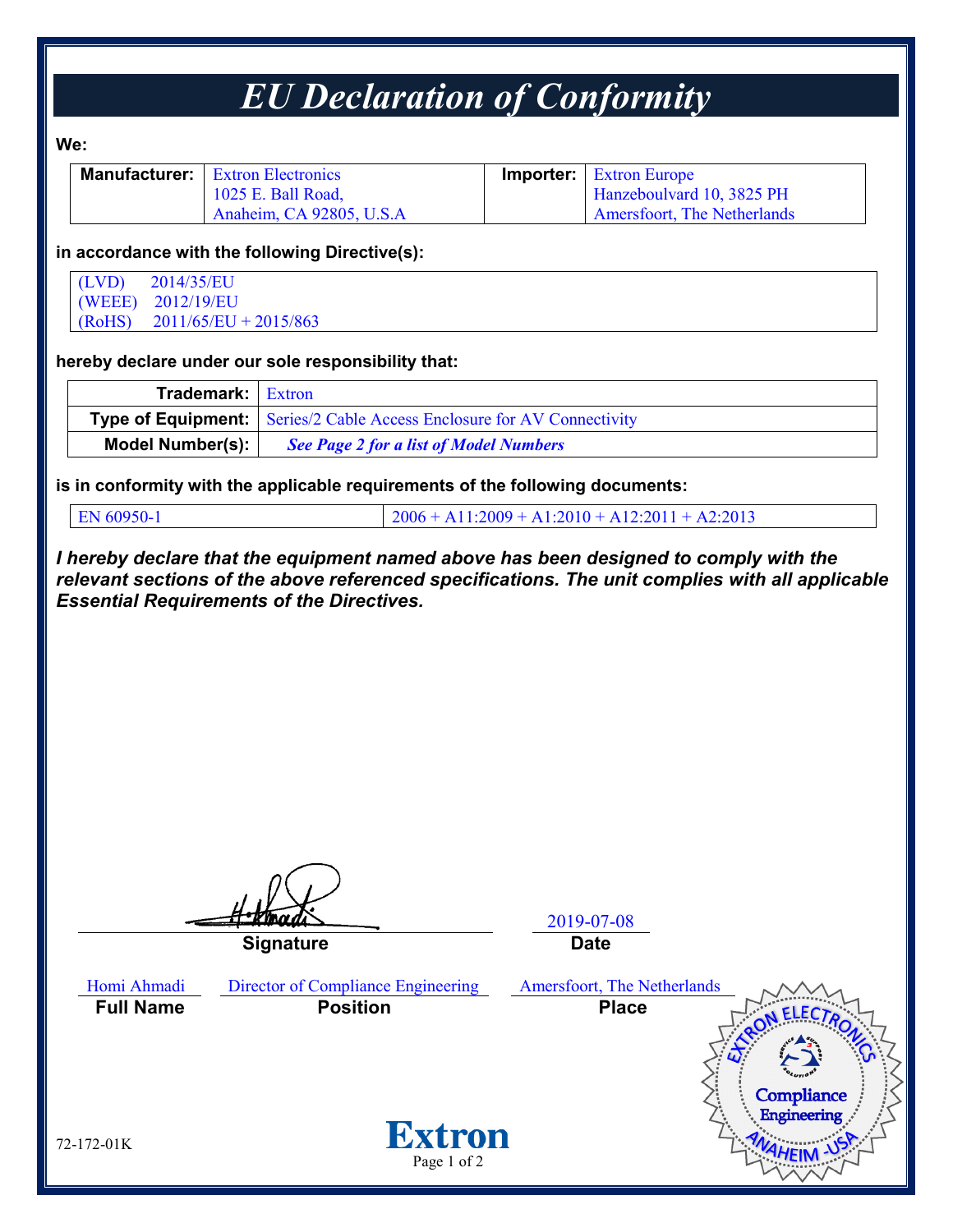# EU Declaration of Conformity

**We:**

| **Manufacturer:** | Extron Electronics<br>1025 E. Ball Road,<br>Anaheim, CA 92805, U.S.A | **Importer:** | Extron Europe<br>Hanzeboulvard 10, 3825 PH<br>Amersfoort, The Netherlands |
|---|---|---|---|

**in accordance with the following Directive(s):**

(LVD) 2014/35/EU
(WEEE) 2012/19/EU
(RoHS) 2011/65/EU + 2015/863

**hereby declare under our sole responsibility that:**

| | |
|---|---|
| **Trademark:** | Extron |
| **Type of Equipment:** | Series/2 Cable Access Enclosure for AV Connectivity |
| **Model Number(s):** | ***See Page 2 for a list of Model Numbers*** |

**is in conformity with the applicable requirements of the following documents:**

| | |
|---|---|
| EN 60950-1 | 2006 + A11:2009 + A1:2010 + A12:2011 + A2:2013 |

***I hereby declare that the equipment named above has been designed to comply with the relevant sections of the above referenced specifications. The unit complies with all applicable Essential Requirements of the Directives.***

| Signature | Date |
|---|---|
| H. Ahmadi | 2019-07-08 |

| Full Name | Position | Place |
|---|---|---|
| Homi Ahmadi | Director of Compliance Engineering | Amersfoort, The Netherlands |

EXTRON ELECTRONICS Compliance Engineering ANAHEIM - USA

72-172-01K

Extron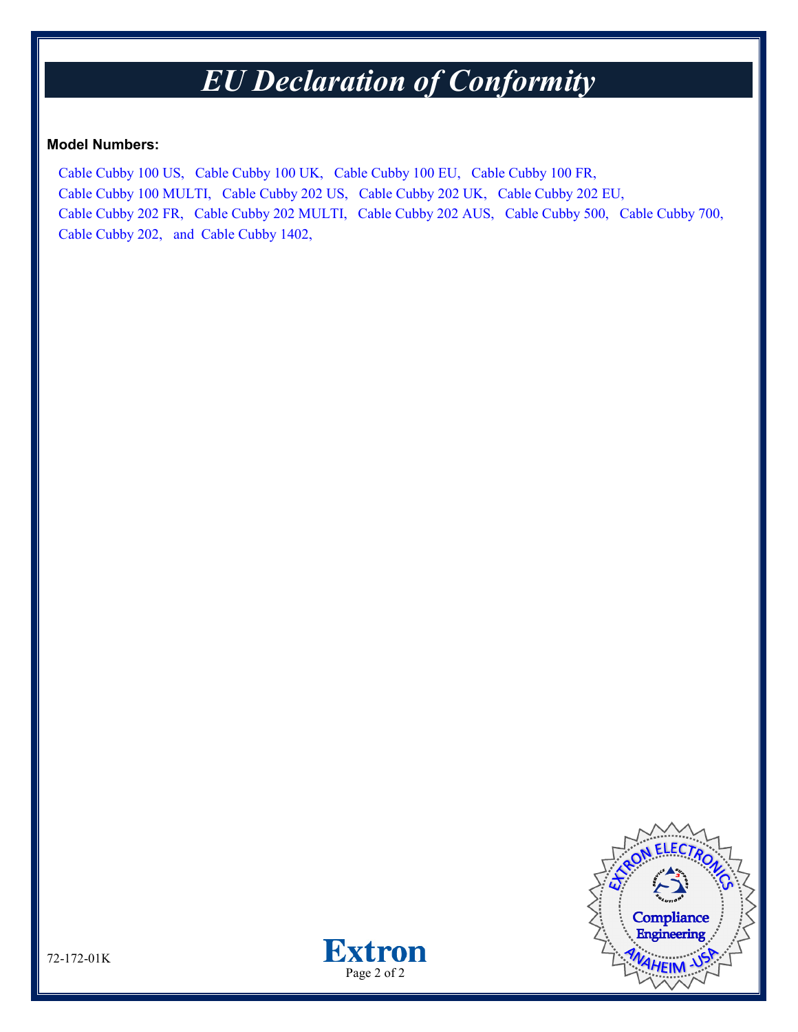# *EU Declaration of Conformity*

**Model Numbers:**

Cable Cubby 100 US, Cable Cubby 100 UK, Cable Cubby 100 EU, Cable Cubby 100 FR, Cable Cubby 100 MULTI, Cable Cubby 202 US, Cable Cubby 202 UK, Cable Cubby 202 EU, Cable Cubby 202 FR, Cable Cubby 202 MULTI, Cable Cubby 202 AUS, Cable Cubby 500, Cable Cubby 700, Cable Cubby 202, and Cable Cubby 1402,

72-172-01K

Extron